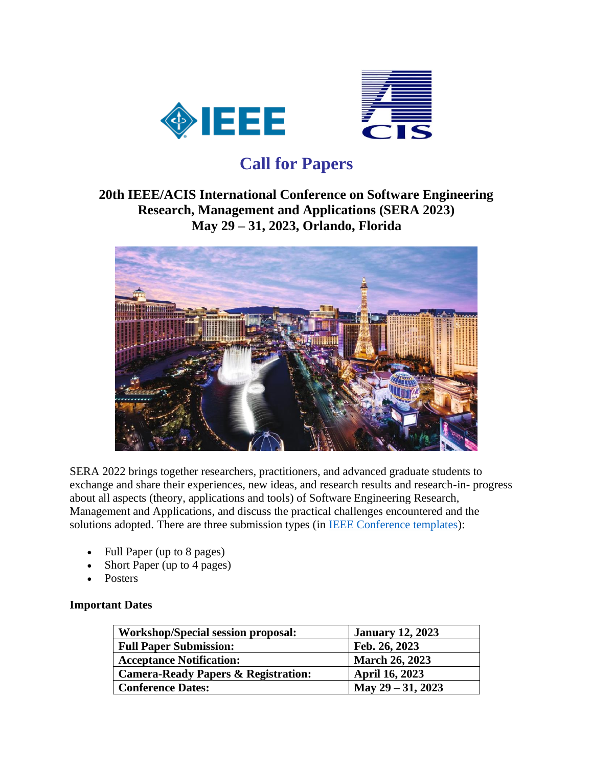# Call for Papers

## 20th IEEE/ACIS International Conference on Software Engineering Research, Management and Applications (SERA 2023)
## May 29 – 31, 2023, Orlando, Florida

SERA 2022 brings together researchers, practitioners, and advanced graduate students to exchange and share their experiences, new ideas, and research results and research-in- progress about all aspects (theory, applications and tools) of Software Engineering Research, Management and Applications, and discuss the practical challenges encountered and the solutions adopted. There are three submission types (in IEEE Conference templates):

- Full Paper (up to 8 pages)
- Short Paper (up to 4 pages)
- Posters

**Important Dates**

| **Workshop/Special session proposal:** | **January 12, 2023** |
|---|---|
| **Full Paper Submission:** | **Feb. 26, 2023** |
| **Acceptance Notification:** | **March 26, 2023** |
| **Camera-Ready Papers & Registration:** | **April 16, 2023** |
| **Conference Dates:** | **May 29 – 31, 2023** |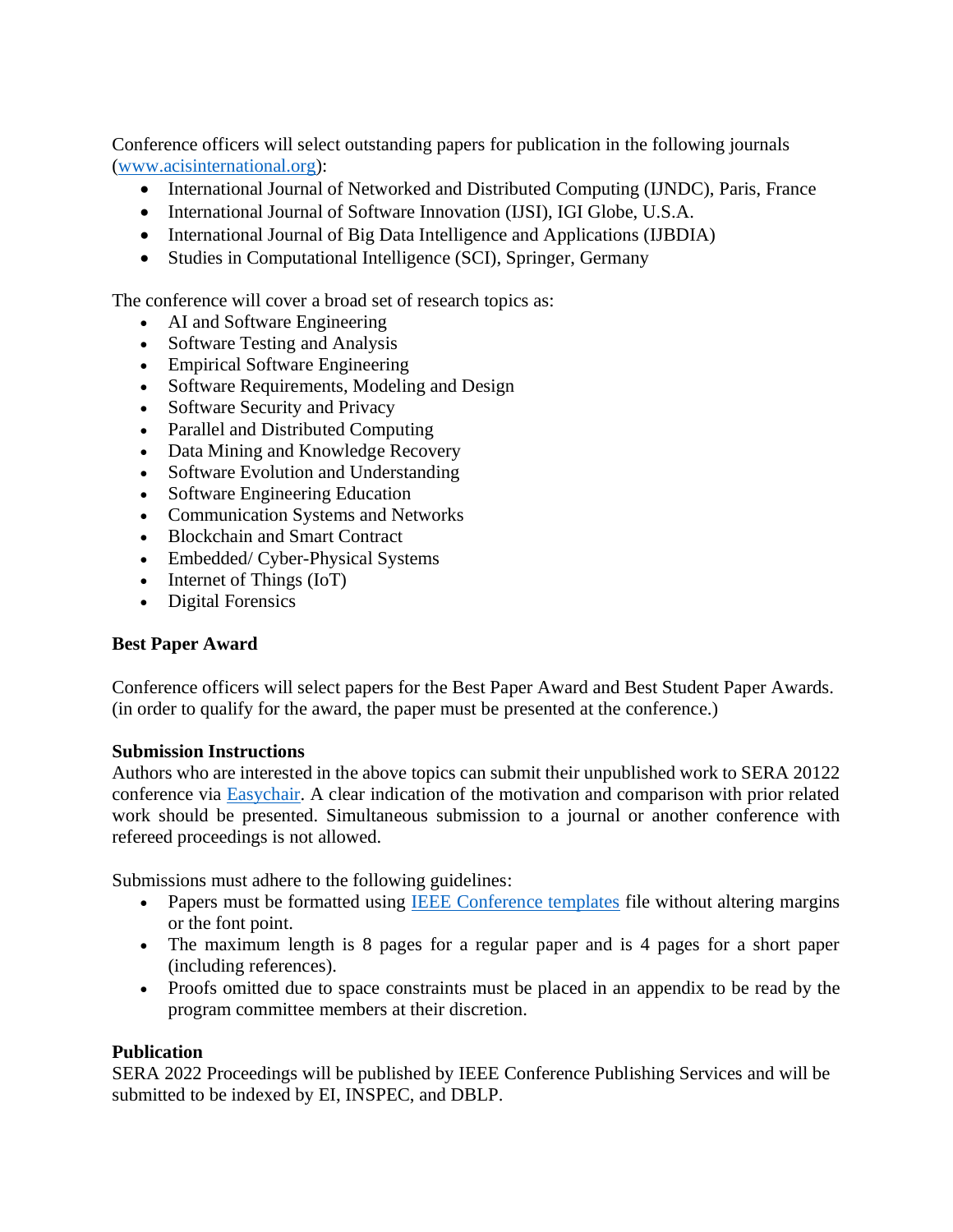Conference officers will select outstanding papers for publication in the following journals ([www.acisinternational.org](http://www.acisinternational.org)):

- International Journal of Networked and Distributed Computing (IJNDC), Paris, France
- International Journal of Software Innovation (IJSI), IGI Globe, U.S.A.
- International Journal of Big Data Intelligence and Applications (IJBDIA)
- Studies in Computational Intelligence (SCI), Springer, Germany

The conference will cover a broad set of research topics as:

- AI and Software Engineering
- Software Testing and Analysis
- Empirical Software Engineering
- Software Requirements, Modeling and Design
- Software Security and Privacy
- Parallel and Distributed Computing
- Data Mining and Knowledge Recovery
- Software Evolution and Understanding
- Software Engineering Education
- Communication Systems and Networks
- Blockchain and Smart Contract
- Embedded/ Cyber-Physical Systems
- Internet of Things (IoT)
- Digital Forensics

**Best Paper Award**

Conference officers will select papers for the Best Paper Award and Best Student Paper Awards. (in order to qualify for the award, the paper must be presented at the conference.)

**Submission Instructions**

Authors who are interested in the above topics can submit their unpublished work to SERA 20122 conference via Easychair. A clear indication of the motivation and comparison with prior related work should be presented. Simultaneous submission to a journal or another conference with refereed proceedings is not allowed.

Submissions must adhere to the following guidelines:

- Papers must be formatted using IEEE Conference templates file without altering margins or the font point.
- The maximum length is 8 pages for a regular paper and is 4 pages for a short paper (including references).
- Proofs omitted due to space constraints must be placed in an appendix to be read by the program committee members at their discretion.

**Publication**

SERA 2022 Proceedings will be published by IEEE Conference Publishing Services and will be submitted to be indexed by EI, INSPEC, and DBLP.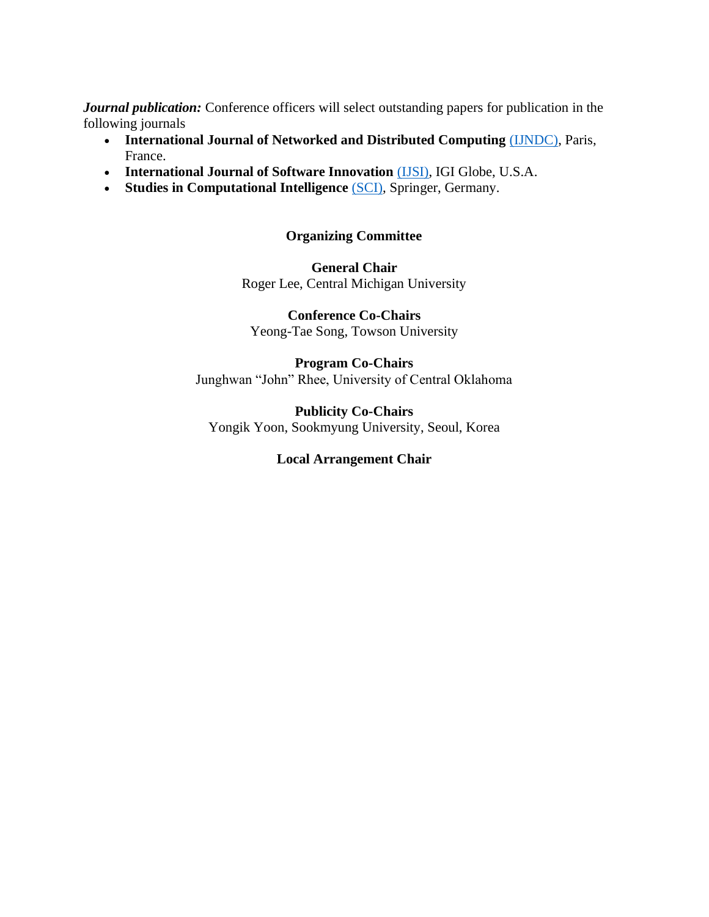***Journal publication:*** Conference officers will select outstanding papers for publication in the following journals

- **International Journal of Networked and Distributed Computing** (IJNDC), Paris, France.
- **International Journal of Software Innovation** (IJSI), IGI Globe, U.S.A.
- **Studies in Computational Intelligence** (SCI), Springer, Germany.

## Organizing Committee

**General Chair**
Roger Lee, Central Michigan University

**Conference Co-Chairs**
Yeong-Tae Song, Towson University

**Program Co-Chairs**
Junghwan "John" Rhee, University of Central Oklahoma

**Publicity Co-Chairs**
Yongik Yoon, Sookmyung University, Seoul, Korea

**Local Arrangement Chair**